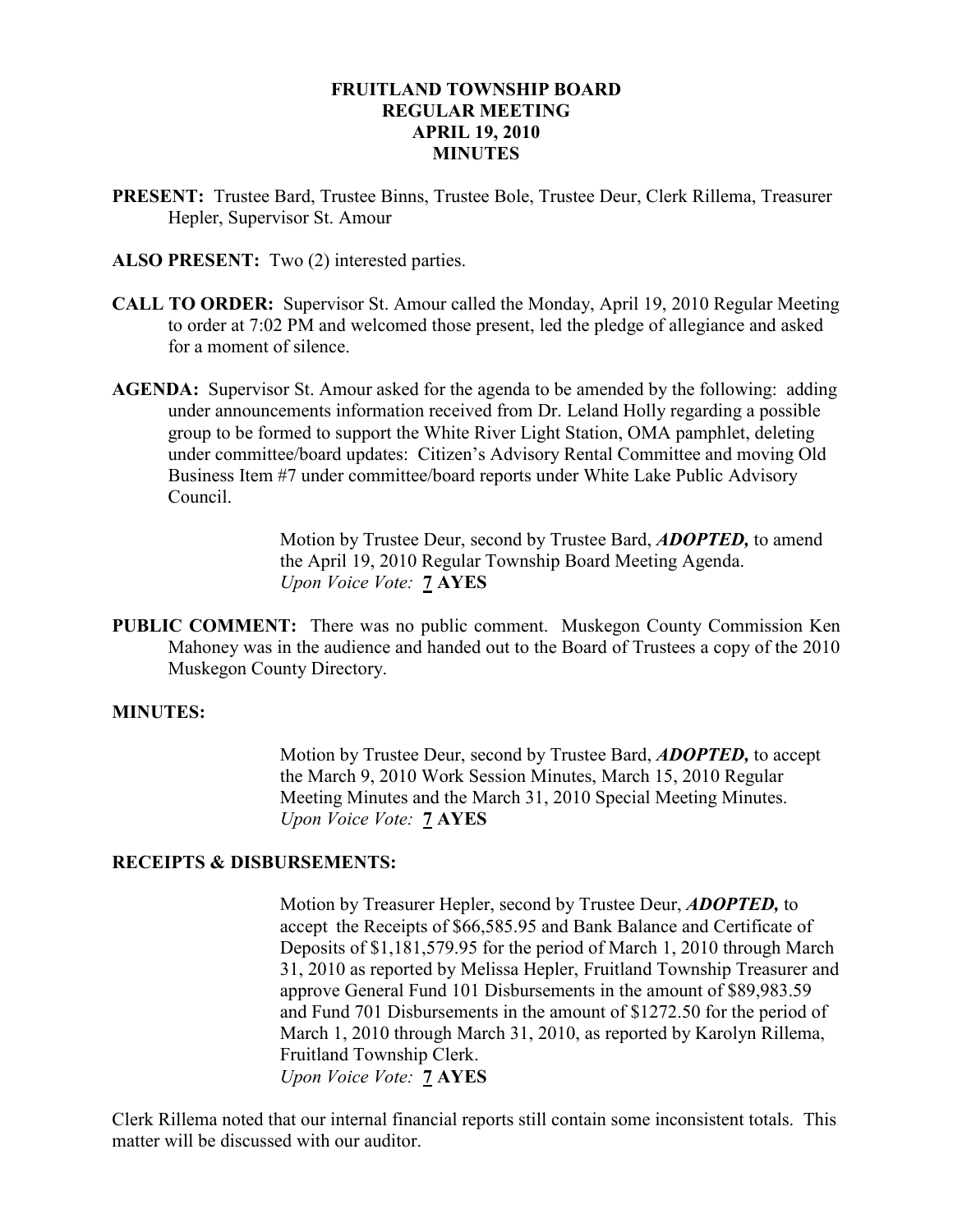# FRUITLAND TOWNSHIP BOARD
## REGULAR MEETING
## APRIL 19, 2010
## MINUTES

**PRESENT:** Trustee Bard, Trustee Binns, Trustee Bole, Trustee Deur, Clerk Rillema, Treasurer Hepler, Supervisor St. Amour

**ALSO PRESENT:** Two (2) interested parties.

**CALL TO ORDER:** Supervisor St. Amour called the Monday, April 19, 2010 Regular Meeting to order at 7:02 PM and welcomed those present, led the pledge of allegiance and asked for a moment of silence.

**AGENDA:** Supervisor St. Amour asked for the agenda to be amended by the following: adding under announcements information received from Dr. Leland Holly regarding a possible group to be formed to support the White River Light Station, OMA pamphlet, deleting under committee/board updates: Citizen's Advisory Rental Committee and moving Old Business Item #7 under committee/board reports under White Lake Public Advisory Council.

> Motion by Trustee Deur, second by Trustee Bard, ***ADOPTED,*** to amend the April 19, 2010 Regular Township Board Meeting Agenda.
> *Upon Voice Vote:* **7 AYES**

**PUBLIC COMMENT:** There was no public comment. Muskegon County Commission Ken Mahoney was in the audience and handed out to the Board of Trustees a copy of the 2010 Muskegon County Directory.

**MINUTES:**

> Motion by Trustee Deur, second by Trustee Bard, ***ADOPTED,*** to accept the March 9, 2010 Work Session Minutes, March 15, 2010 Regular Meeting Minutes and the March 31, 2010 Special Meeting Minutes.
> *Upon Voice Vote:* **7 AYES**

**RECEIPTS & DISBURSEMENTS:**

> Motion by Treasurer Hepler, second by Trustee Deur, ***ADOPTED,*** to accept the Receipts of $66,585.95 and Bank Balance and Certificate of Deposits of $1,181,579.95 for the period of March 1, 2010 through March 31, 2010 as reported by Melissa Hepler, Fruitland Township Treasurer and approve General Fund 101 Disbursements in the amount of $89,983.59 and Fund 701 Disbursements in the amount of $1272.50 for the period of March 1, 2010 through March 31, 2010, as reported by Karolyn Rillema, Fruitland Township Clerk.
> *Upon Voice Vote:* **7 AYES**

Clerk Rillema noted that our internal financial reports still contain some inconsistent totals. This matter will be discussed with our auditor.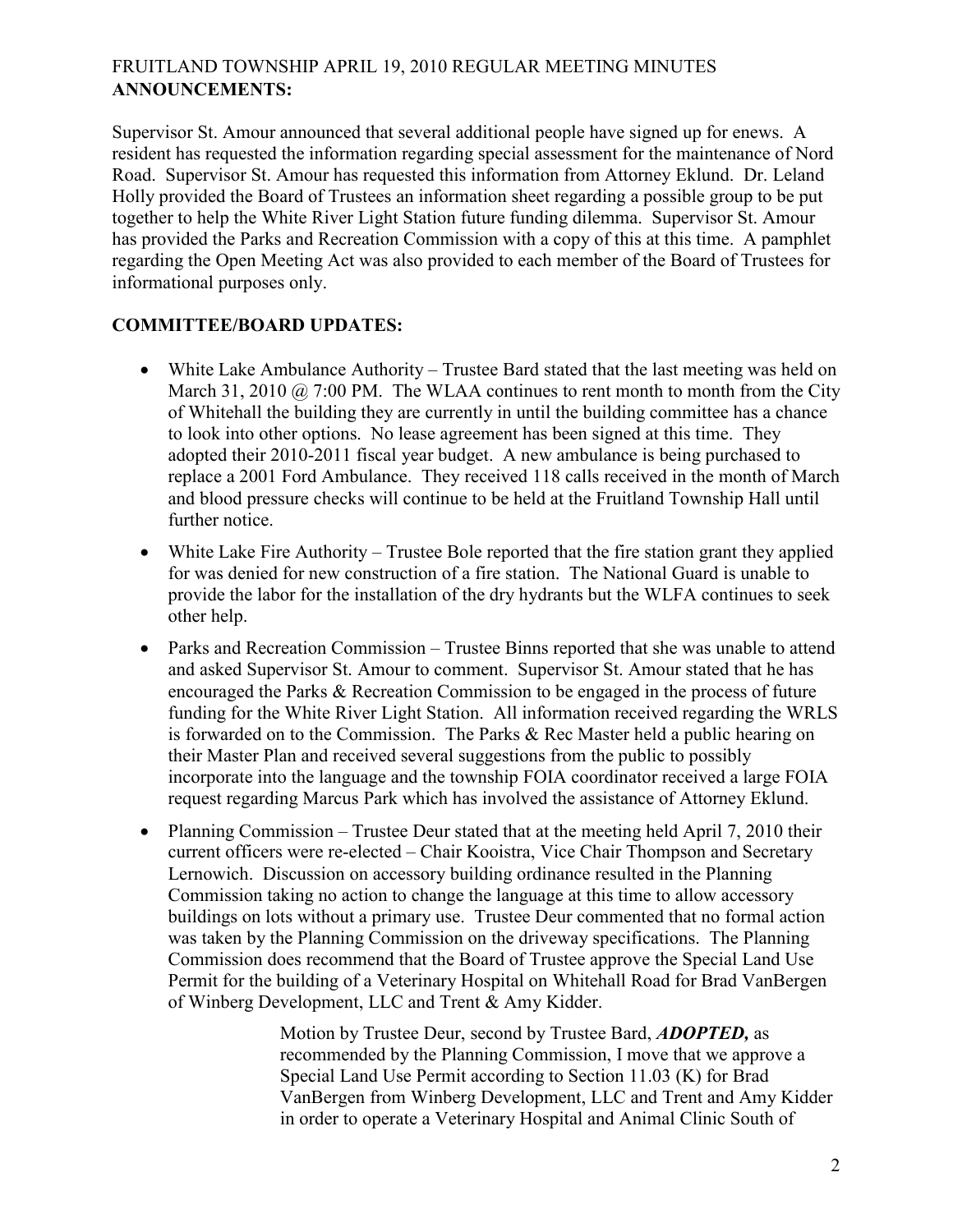FRUITLAND TOWNSHIP APRIL 19, 2010 REGULAR MEETING MINUTES

**ANNOUNCEMENTS:**

Supervisor St. Amour announced that several additional people have signed up for enews. A resident has requested the information regarding special assessment for the maintenance of Nord Road. Supervisor St. Amour has requested this information from Attorney Eklund. Dr. Leland Holly provided the Board of Trustees an information sheet regarding a possible group to be put together to help the White River Light Station future funding dilemma. Supervisor St. Amour has provided the Parks and Recreation Commission with a copy of this at this time. A pamphlet regarding the Open Meeting Act was also provided to each member of the Board of Trustees for informational purposes only.

## COMMITTEE/BOARD UPDATES:

- White Lake Ambulance Authority – Trustee Bard stated that the last meeting was held on March 31, 2010 @ 7:00 PM. The WLAA continues to rent month to month from the City of Whitehall the building they are currently in until the building committee has a chance to look into other options. No lease agreement has been signed at this time. They adopted their 2010-2011 fiscal year budget. A new ambulance is being purchased to replace a 2001 Ford Ambulance. They received 118 calls received in the month of March and blood pressure checks will continue to be held at the Fruitland Township Hall until further notice.
- White Lake Fire Authority – Trustee Bole reported that the fire station grant they applied for was denied for new construction of a fire station. The National Guard is unable to provide the labor for the installation of the dry hydrants but the WLFA continues to seek other help.
- Parks and Recreation Commission – Trustee Binns reported that she was unable to attend and asked Supervisor St. Amour to comment. Supervisor St. Amour stated that he has encouraged the Parks & Recreation Commission to be engaged in the process of future funding for the White River Light Station. All information received regarding the WRLS is forwarded on to the Commission. The Parks & Rec Master held a public hearing on their Master Plan and received several suggestions from the public to possibly incorporate into the language and the township FOIA coordinator received a large FOIA request regarding Marcus Park which has involved the assistance of Attorney Eklund.
- Planning Commission – Trustee Deur stated that at the meeting held April 7, 2010 their current officers were re-elected – Chair Kooistra, Vice Chair Thompson and Secretary Lernowich. Discussion on accessory building ordinance resulted in the Planning Commission taking no action to change the language at this time to allow accessory buildings on lots without a primary use. Trustee Deur commented that no formal action was taken by the Planning Commission on the driveway specifications. The Planning Commission does recommend that the Board of Trustee approve the Special Land Use Permit for the building of a Veterinary Hospital on Whitehall Road for Brad VanBergen of Winberg Development, LLC and Trent & Amy Kidder.

> Motion by Trustee Deur, second by Trustee Bard, ***ADOPTED,*** as recommended by the Planning Commission, I move that we approve a Special Land Use Permit according to Section 11.03 (K) for Brad VanBergen from Winberg Development, LLC and Trent and Amy Kidder in order to operate a Veterinary Hospital and Animal Clinic South of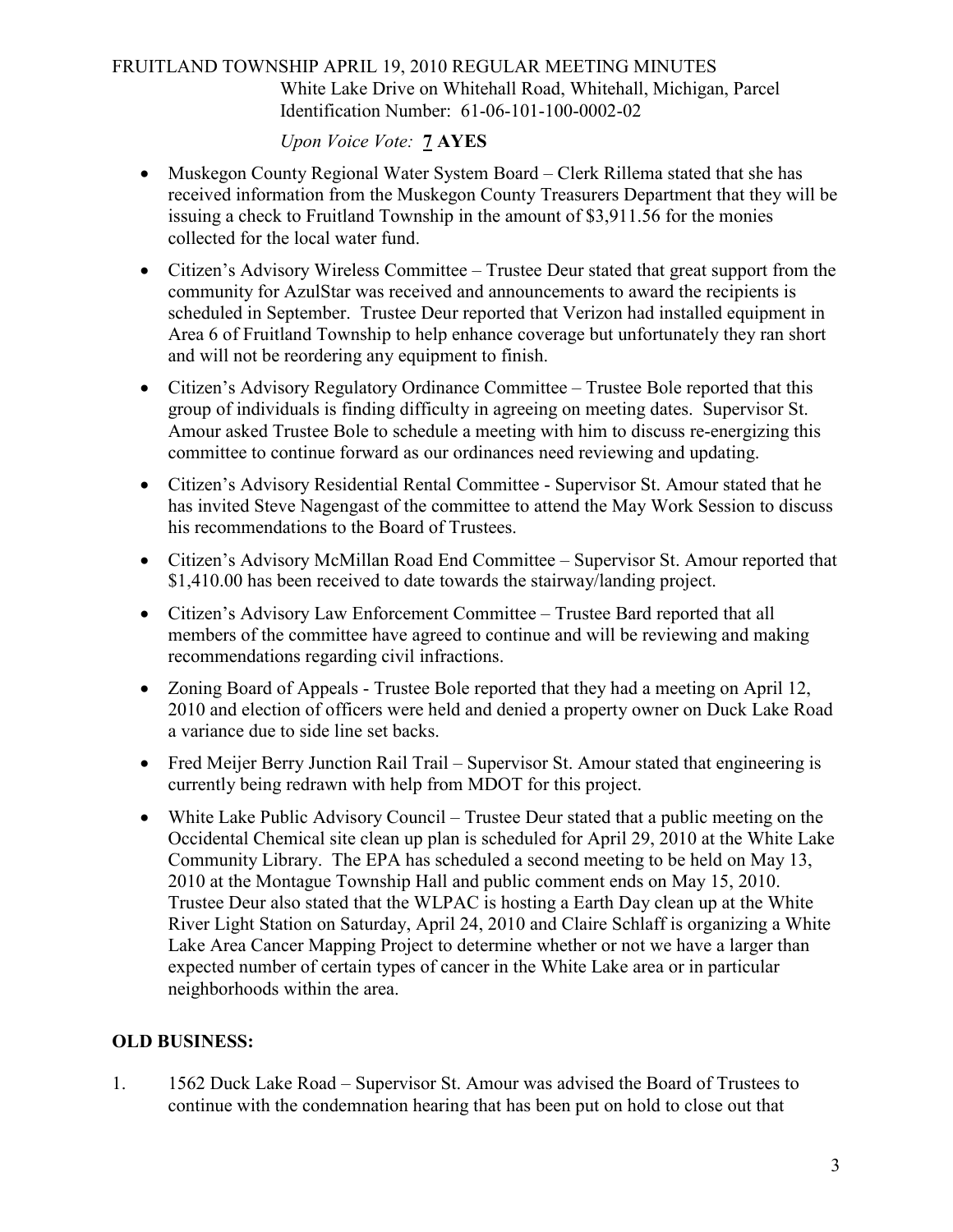White Lake Drive on Whitehall Road, Whitehall, Michigan, Parcel Identification Number: 61-06-101-100-0002-02

*Upon Voice Vote:* **7 AYES**

- Muskegon County Regional Water System Board – Clerk Rillema stated that she has received information from the Muskegon County Treasurers Department that they will be issuing a check to Fruitland Township in the amount of $3,911.56 for the monies collected for the local water fund.
- Citizen's Advisory Wireless Committee – Trustee Deur stated that great support from the community for AzulStar was received and announcements to award the recipients is scheduled in September. Trustee Deur reported that Verizon had installed equipment in Area 6 of Fruitland Township to help enhance coverage but unfortunately they ran short and will not be reordering any equipment to finish.
- Citizen's Advisory Regulatory Ordinance Committee – Trustee Bole reported that this group of individuals is finding difficulty in agreeing on meeting dates. Supervisor St. Amour asked Trustee Bole to schedule a meeting with him to discuss re-energizing this committee to continue forward as our ordinances need reviewing and updating.
- Citizen's Advisory Residential Rental Committee - Supervisor St. Amour stated that he has invited Steve Nagengast of the committee to attend the May Work Session to discuss his recommendations to the Board of Trustees.
- Citizen's Advisory McMillan Road End Committee – Supervisor St. Amour reported that $1,410.00 has been received to date towards the stairway/landing project.
- Citizen's Advisory Law Enforcement Committee – Trustee Bard reported that all members of the committee have agreed to continue and will be reviewing and making recommendations regarding civil infractions.
- Zoning Board of Appeals - Trustee Bole reported that they had a meeting on April 12, 2010 and election of officers were held and denied a property owner on Duck Lake Road a variance due to side line set backs.
- Fred Meijer Berry Junction Rail Trail – Supervisor St. Amour stated that engineering is currently being redrawn with help from MDOT for this project.
- White Lake Public Advisory Council – Trustee Deur stated that a public meeting on the Occidental Chemical site clean up plan is scheduled for April 29, 2010 at the White Lake Community Library. The EPA has scheduled a second meeting to be held on May 13, 2010 at the Montague Township Hall and public comment ends on May 15, 2010. Trustee Deur also stated that the WLPAC is hosting a Earth Day clean up at the White River Light Station on Saturday, April 24, 2010 and Claire Schlaff is organizing a White Lake Area Cancer Mapping Project to determine whether or not we have a larger than expected number of certain types of cancer in the White Lake area or in particular neighborhoods within the area.

## OLD BUSINESS:

1. 1562 Duck Lake Road – Supervisor St. Amour was advised the Board of Trustees to continue with the condemnation hearing that has been put on hold to close out that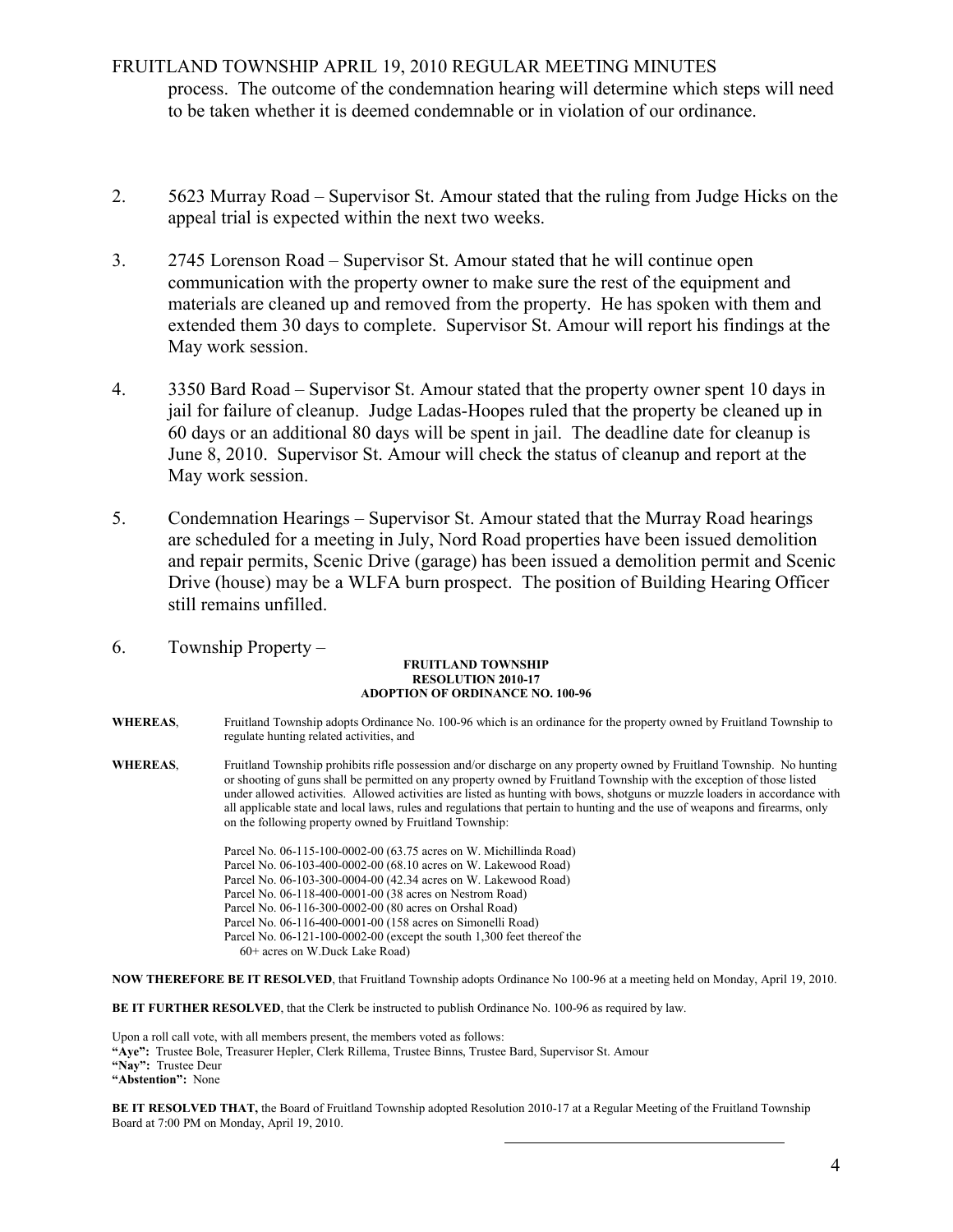process. The outcome of the condemnation hearing will determine which steps will need to be taken whether it is deemed condemnable or in violation of our ordinance.

2. 5623 Murray Road – Supervisor St. Amour stated that the ruling from Judge Hicks on the appeal trial is expected within the next two weeks.

3. 2745 Lorenson Road – Supervisor St. Amour stated that he will continue open communication with the property owner to make sure the rest of the equipment and materials are cleaned up and removed from the property. He has spoken with them and extended them 30 days to complete. Supervisor St. Amour will report his findings at the May work session.

4. 3350 Bard Road – Supervisor St. Amour stated that the property owner spent 10 days in jail for failure of cleanup. Judge Ladas-Hoopes ruled that the property be cleaned up in 60 days or an additional 80 days will be spent in jail. The deadline date for cleanup is June 8, 2010. Supervisor St. Amour will check the status of cleanup and report at the May work session.

5. Condemnation Hearings – Supervisor St. Amour stated that the Murray Road hearings are scheduled for a meeting in July, Nord Road properties have been issued demolition and repair permits, Scenic Drive (garage) has been issued a demolition permit and Scenic Drive (house) may be a WLFA burn prospect. The position of Building Hearing Officer still remains unfilled.

6. Township Property –

**FRUITLAND TOWNSHIP**
**RESOLUTION 2010-17**
**ADOPTION OF ORDINANCE NO. 100-96**

**WHEREAS**, Fruitland Township adopts Ordinance No. 100-96 which is an ordinance for the property owned by Fruitland Township to regulate hunting related activities, and

**WHEREAS**, Fruitland Township prohibits rifle possession and/or discharge on any property owned by Fruitland Township. No hunting or shooting of guns shall be permitted on any property owned by Fruitland Township with the exception of those listed under allowed activities. Allowed activities are listed as hunting with bows, shotguns or muzzle loaders in accordance with all applicable state and local laws, rules and regulations that pertain to hunting and the use of weapons and firearms, only on the following property owned by Fruitland Township:

Parcel No. 06-115-100-0002-00 (63.75 acres on W. Michillinda Road)
Parcel No. 06-103-400-0002-00 (68.10 acres on W. Lakewood Road)
Parcel No. 06-103-300-0004-00 (42.34 acres on W. Lakewood Road)
Parcel No. 06-118-400-0001-00 (38 acres on Nestrom Road)
Parcel No. 06-116-300-0002-00 (80 acres on Orshal Road)
Parcel No. 06-116-400-0001-00 (158 acres on Simonelli Road)
Parcel No. 06-121-100-0002-00 (except the south 1,300 feet thereof the 60+ acres on W.Duck Lake Road)

**NOW THEREFORE BE IT RESOLVED**, that Fruitland Township adopts Ordinance No 100-96 at a meeting held on Monday, April 19, 2010.

**BE IT FURTHER RESOLVED**, that the Clerk be instructed to publish Ordinance No. 100-96 as required by law.

Upon a roll call vote, with all members present, the members voted as follows:
**"Aye":** Trustee Bole, Treasurer Hepler, Clerk Rillema, Trustee Binns, Trustee Bard, Supervisor St. Amour
**"Nay":** Trustee Deur
**"Abstention":** None

**BE IT RESOLVED THAT,** the Board of Fruitland Township adopted Resolution 2010-17 at a Regular Meeting of the Fruitland Township Board at 7:00 PM on Monday, April 19, 2010.

\_\_\_\_\_\_\_\_\_\_\_\_\_\_\_\_\_\_\_\_\_\_\_\_\_\_\_\_\_\_\_\_\_\_\_\_\_\_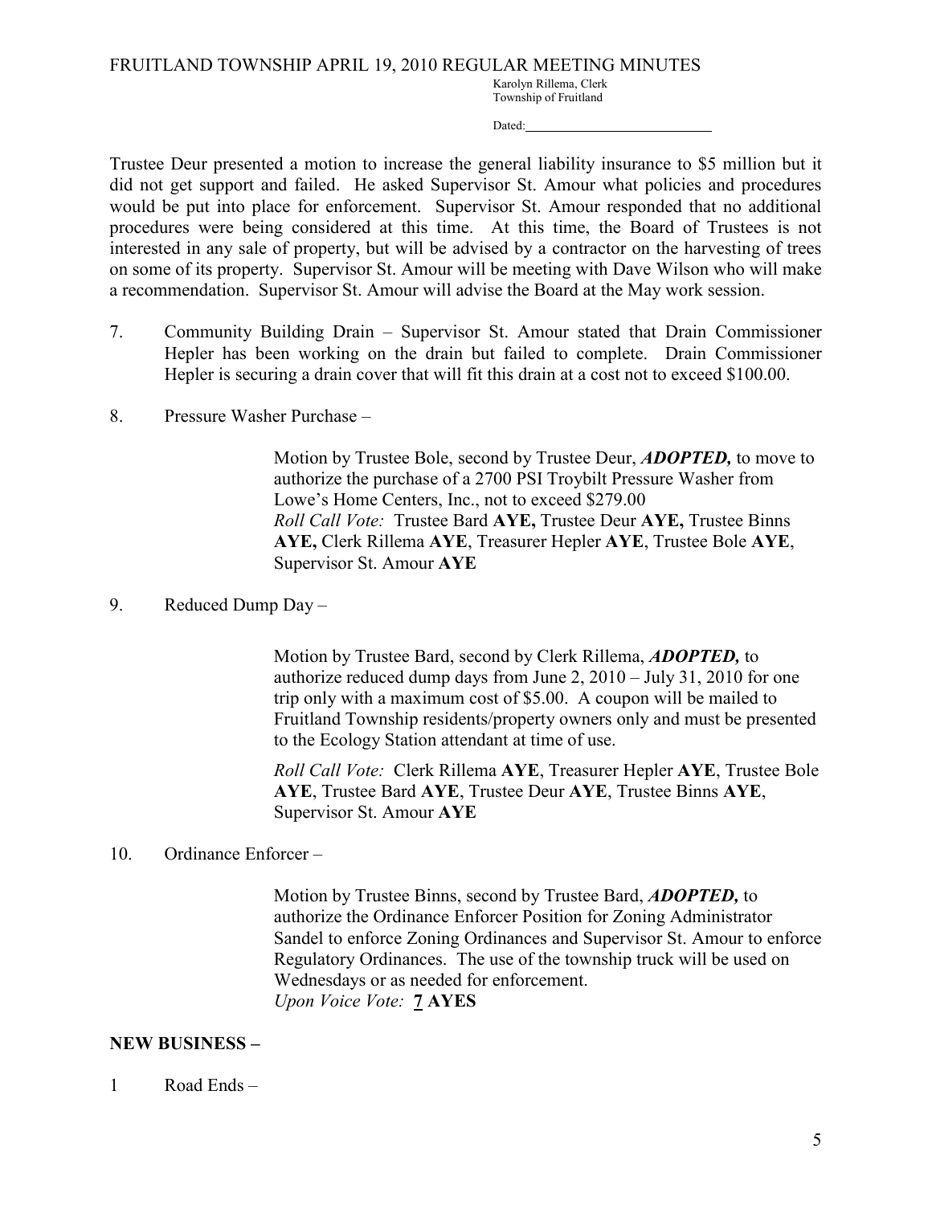Trustee Deur presented a motion to increase the general liability insurance to $5 million but it did not get support and failed. He asked Supervisor St. Amour what policies and procedures would be put into place for enforcement. Supervisor St. Amour responded that no additional procedures were being considered at this time. At this time, the Board of Trustees is not interested in any sale of property, but will be advised by a contractor on the harvesting of trees on some of its property. Supervisor St. Amour will be meeting with Dave Wilson who will make a recommendation. Supervisor St. Amour will advise the Board at the May work session.

7. Community Building Drain – Supervisor St. Amour stated that Drain Commissioner Hepler has been working on the drain but failed to complete. Drain Commissioner Hepler is securing a drain cover that will fit this drain at a cost not to exceed $100.00.

8. Pressure Washer Purchase –

   Motion by Trustee Bole, second by Trustee Deur, ***ADOPTED,*** to move to authorize the purchase of a 2700 PSI Troybilt Pressure Washer from Lowe's Home Centers, Inc., not to exceed $279.00
   *Roll Call Vote:* Trustee Bard **AYE,** Trustee Deur **AYE,** Trustee Binns **AYE,** Clerk Rillema **AYE**, Treasurer Hepler **AYE**, Trustee Bole **AYE**, Supervisor St. Amour **AYE**

9. Reduced Dump Day –

   Motion by Trustee Bard, second by Clerk Rillema, ***ADOPTED,*** to authorize reduced dump days from June 2, 2010 – July 31, 2010 for one trip only with a maximum cost of $5.00. A coupon will be mailed to Fruitland Township residents/property owners only and must be presented to the Ecology Station attendant at time of use.

   *Roll Call Vote:* Clerk Rillema **AYE**, Treasurer Hepler **AYE**, Trustee Bole **AYE**, Trustee Bard **AYE**, Trustee Deur **AYE**, Trustee Binns **AYE**, Supervisor St. Amour **AYE**

10. Ordinance Enforcer –

    Motion by Trustee Binns, second by Trustee Bard, ***ADOPTED,*** to authorize the Ordinance Enforcer Position for Zoning Administrator Sandel to enforce Zoning Ordinances and Supervisor St. Amour to enforce Regulatory Ordinances. The use of the township truck will be used on Wednesdays or as needed for enforcement.
    *Upon Voice Vote:* **7 AYES**

**NEW BUSINESS –**

1 Road Ends –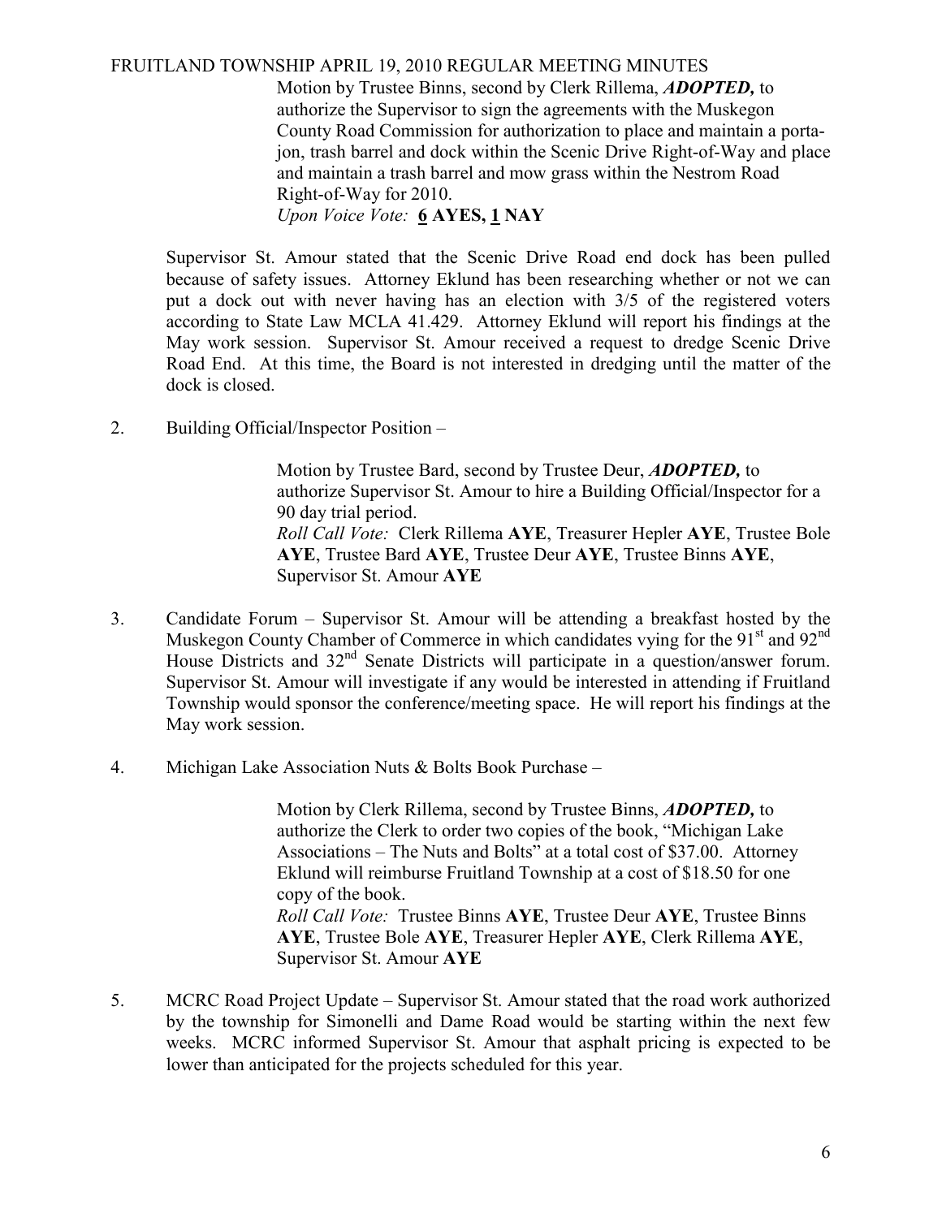Motion by Trustee Binns, second by Clerk Rillema, ***ADOPTED,*** to authorize the Supervisor to sign the agreements with the Muskegon County Road Commission for authorization to place and maintain a porta-jon, trash barrel and dock within the Scenic Drive Right-of-Way and place and maintain a trash barrel and mow grass within the Nestrom Road Right-of-Way for 2010.
*Upon Voice Vote:* **6 AYES, 1 NAY**

Supervisor St. Amour stated that the Scenic Drive Road end dock has been pulled because of safety issues. Attorney Eklund has been researching whether or not we can put a dock out with never having has an election with 3/5 of the registered voters according to State Law MCLA 41.429. Attorney Eklund will report his findings at the May work session. Supervisor St. Amour received a request to dredge Scenic Drive Road End. At this time, the Board is not interested in dredging until the matter of the dock is closed.

2. Building Official/Inspector Position –

   Motion by Trustee Bard, second by Trustee Deur, ***ADOPTED,*** to authorize Supervisor St. Amour to hire a Building Official/Inspector for a 90 day trial period.
   *Roll Call Vote:* Clerk Rillema **AYE**, Treasurer Hepler **AYE**, Trustee Bole **AYE**, Trustee Bard **AYE**, Trustee Deur **AYE**, Trustee Binns **AYE**, Supervisor St. Amour **AYE**

3. Candidate Forum – Supervisor St. Amour will be attending a breakfast hosted by the Muskegon County Chamber of Commerce in which candidates vying for the 91st and 92nd House Districts and 32nd Senate Districts will participate in a question/answer forum. Supervisor St. Amour will investigate if any would be interested in attending if Fruitland Township would sponsor the conference/meeting space. He will report his findings at the May work session.

4. Michigan Lake Association Nuts & Bolts Book Purchase –

   Motion by Clerk Rillema, second by Trustee Binns, ***ADOPTED,*** to authorize the Clerk to order two copies of the book, "Michigan Lake Associations – The Nuts and Bolts" at a total cost of $37.00. Attorney Eklund will reimburse Fruitland Township at a cost of $18.50 for one copy of the book.
   *Roll Call Vote:* Trustee Binns **AYE**, Trustee Deur **AYE**, Trustee Binns **AYE**, Trustee Bole **AYE**, Treasurer Hepler **AYE**, Clerk Rillema **AYE**, Supervisor St. Amour **AYE**

5. MCRC Road Project Update – Supervisor St. Amour stated that the road work authorized by the township for Simonelli and Dame Road would be starting within the next few weeks. MCRC informed Supervisor St. Amour that asphalt pricing is expected to be lower than anticipated for the projects scheduled for this year.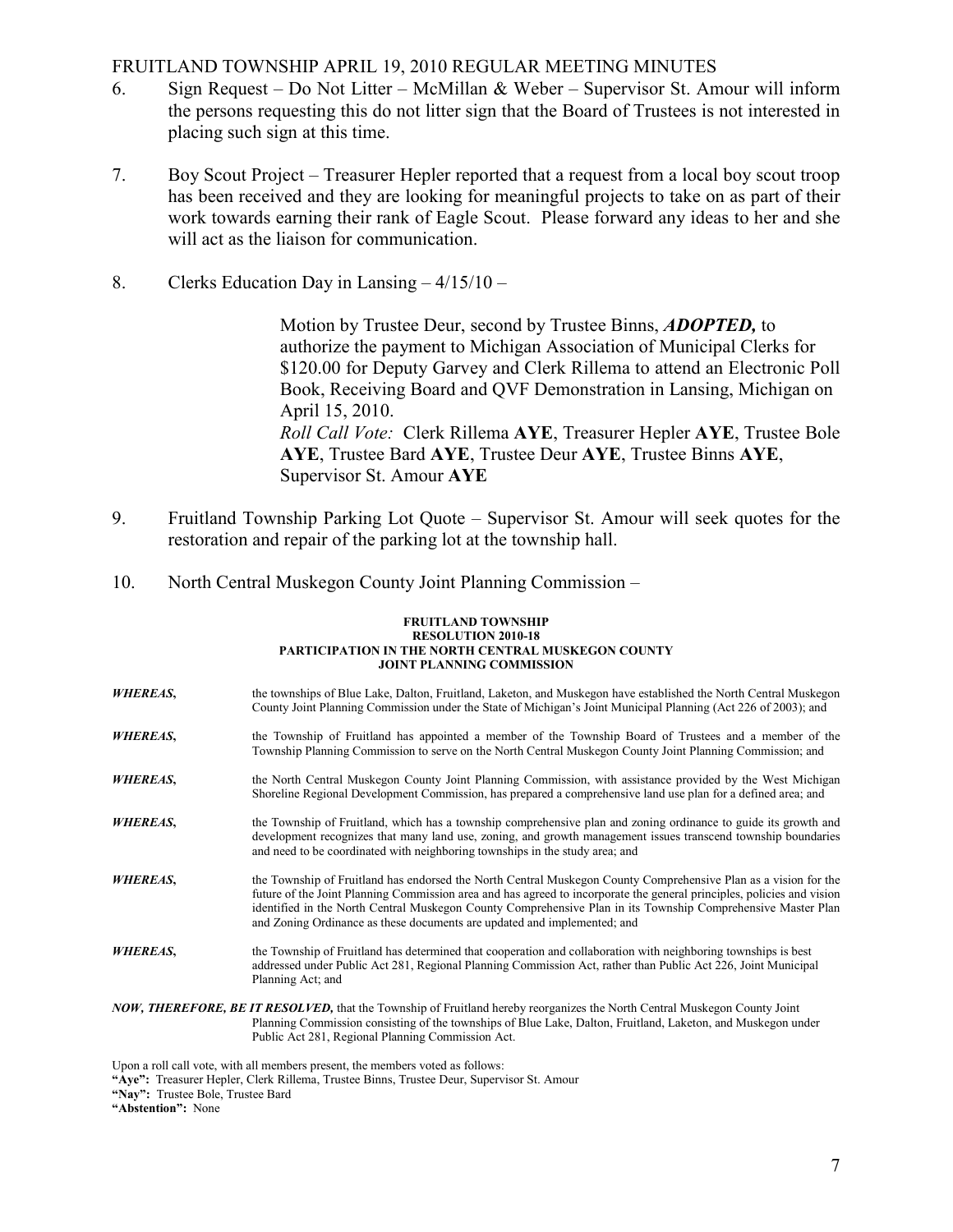6. Sign Request – Do Not Litter – McMillan & Weber – Supervisor St. Amour will inform the persons requesting this do not litter sign that the Board of Trustees is not interested in placing such sign at this time.

7. Boy Scout Project – Treasurer Hepler reported that a request from a local boy scout troop has been received and they are looking for meaningful projects to take on as part of their work towards earning their rank of Eagle Scout. Please forward any ideas to her and she will act as the liaison for communication.

8. Clerks Education Day in Lansing – 4/15/10 –

   Motion by Trustee Deur, second by Trustee Binns, ***ADOPTED,*** to authorize the payment to Michigan Association of Municipal Clerks for $120.00 for Deputy Garvey and Clerk Rillema to attend an Electronic Poll Book, Receiving Board and QVF Demonstration in Lansing, Michigan on April 15, 2010.
   *Roll Call Vote:* Clerk Rillema **AYE**, Treasurer Hepler **AYE**, Trustee Bole **AYE**, Trustee Bard **AYE**, Trustee Deur **AYE**, Trustee Binns **AYE**, Supervisor St. Amour **AYE**

9. Fruitland Township Parking Lot Quote – Supervisor St. Amour will seek quotes for the restoration and repair of the parking lot at the township hall.

10. North Central Muskegon County Joint Planning Commission –

**FRUITLAND TOWNSHIP**
**RESOLUTION 2010-18**
**PARTICIPATION IN THE NORTH CENTRAL MUSKEGON COUNTY JOINT PLANNING COMMISSION**

***WHEREAS,*** the townships of Blue Lake, Dalton, Fruitland, Laketon, and Muskegon have established the North Central Muskegon County Joint Planning Commission under the State of Michigan's Joint Municipal Planning (Act 226 of 2003); and

***WHEREAS,*** the Township of Fruitland has appointed a member of the Township Board of Trustees and a member of the Township Planning Commission to serve on the North Central Muskegon County Joint Planning Commission; and

***WHEREAS,*** the North Central Muskegon County Joint Planning Commission, with assistance provided by the West Michigan Shoreline Regional Development Commission, has prepared a comprehensive land use plan for a defined area; and

***WHEREAS,*** the Township of Fruitland, which has a township comprehensive plan and zoning ordinance to guide its growth and development recognizes that many land use, zoning, and growth management issues transcend township boundaries and need to be coordinated with neighboring townships in the study area; and

***WHEREAS,*** the Township of Fruitland has endorsed the North Central Muskegon County Comprehensive Plan as a vision for the future of the Joint Planning Commission area and has agreed to incorporate the general principles, policies and vision identified in the North Central Muskegon County Comprehensive Plan in its Township Comprehensive Master Plan and Zoning Ordinance as these documents are updated and implemented; and

***WHEREAS,*** the Township of Fruitland has determined that cooperation and collaboration with neighboring townships is best addressed under Public Act 281, Regional Planning Commission Act, rather than Public Act 226, Joint Municipal Planning Act; and

***NOW, THEREFORE, BE IT RESOLVED,*** that the Township of Fruitland hereby reorganizes the North Central Muskegon County Joint Planning Commission consisting of the townships of Blue Lake, Dalton, Fruitland, Laketon, and Muskegon under Public Act 281, Regional Planning Commission Act.

Upon a roll call vote, with all members present, the members voted as follows:
**"Aye":** Treasurer Hepler, Clerk Rillema, Trustee Binns, Trustee Deur, Supervisor St. Amour
**"Nay":** Trustee Bole, Trustee Bard
**"Abstention":** None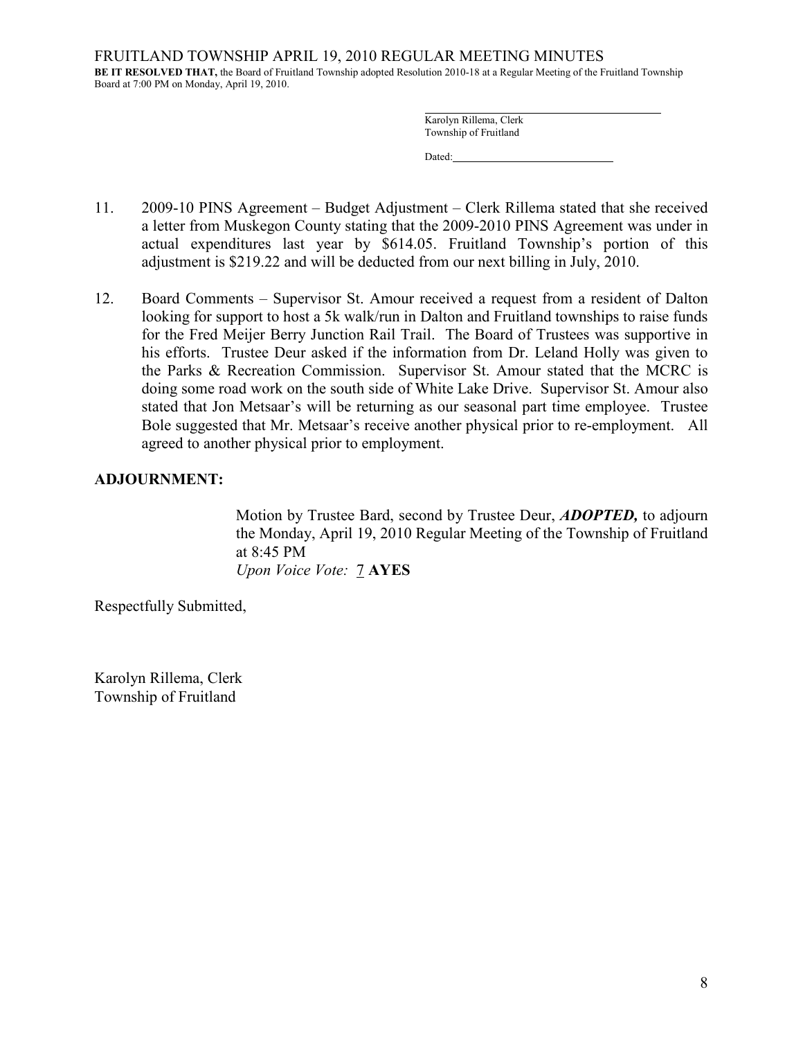FRUITLAND TOWNSHIP APRIL 19, 2010 REGULAR MEETING MINUTES

**BE IT RESOLVED THAT,** the Board of Fruitland Township adopted Resolution 2010-18 at a Regular Meeting of the Fruitland Township Board at 7:00 PM on Monday, April 19, 2010.

Karolyn Rillema, Clerk
Township of Fruitland

Dated:

11. 2009-10 PINS Agreement – Budget Adjustment – Clerk Rillema stated that she received a letter from Muskegon County stating that the 2009-2010 PINS Agreement was under in actual expenditures last year by $614.05. Fruitland Township's portion of this adjustment is $219.22 and will be deducted from our next billing in July, 2010.

12. Board Comments – Supervisor St. Amour received a request from a resident of Dalton looking for support to host a 5k walk/run in Dalton and Fruitland townships to raise funds for the Fred Meijer Berry Junction Rail Trail. The Board of Trustees was supportive in his efforts. Trustee Deur asked if the information from Dr. Leland Holly was given to the Parks & Recreation Commission. Supervisor St. Amour stated that the MCRC is doing some road work on the south side of White Lake Drive. Supervisor St. Amour also stated that Jon Metsaar's will be returning as our seasonal part time employee. Trustee Bole suggested that Mr. Metsaar's receive another physical prior to re-employment. All agreed to another physical prior to employment.

**ADJOURNMENT:**

Motion by Trustee Bard, second by Trustee Deur, ***ADOPTED,*** to adjourn the Monday, April 19, 2010 Regular Meeting of the Township of Fruitland at 8:45 PM
*Upon Voice Vote:* 7 **AYES**

Respectfully Submitted,

Karolyn Rillema, Clerk
Township of Fruitland